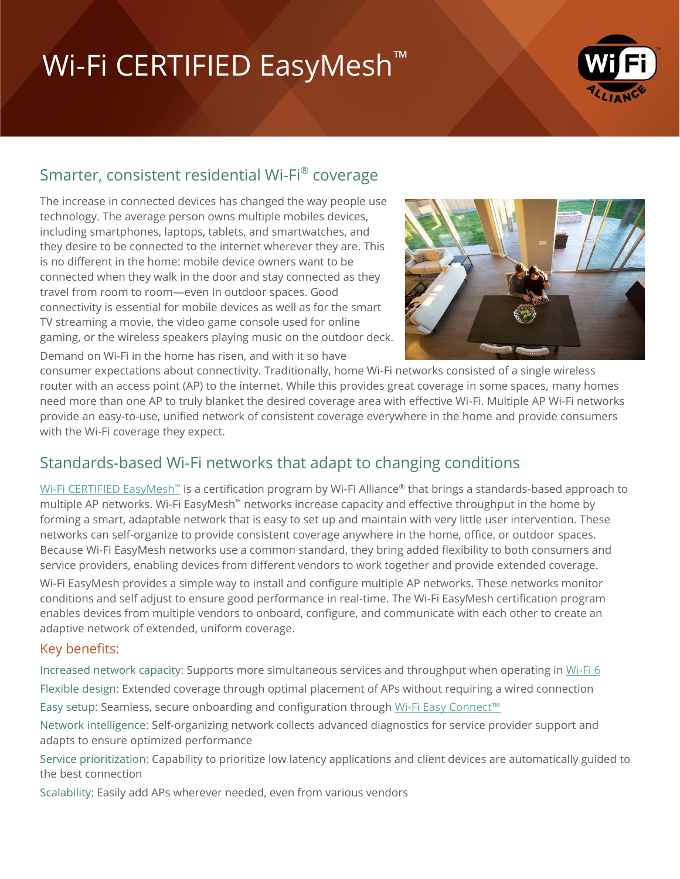# Wi-Fi CERTIFIED EasyMesh™

## Smarter, consistent residential Wi-Fi® coverage

The increase in connected devices has changed the way people use technology. The average person owns multiple mobiles devices, including smartphones, laptops, tablets, and smartwatches, and they desire to be connected to the internet wherever they are. This is no different in the home: mobile device owners want to be connected when they walk in the door and stay connected as they travel from room to room—even in outdoor spaces. Good connectivity is essential for mobile devices as well as for the smart TV streaming a movie, the video game console used for online gaming, or the wireless speakers playing music on the outdoor deck.

Demand on Wi-Fi in the home has risen, and with it so have consumer expectations about connectivity. Traditionally, home Wi-Fi networks consisted of a single wireless router with an access point (AP) to the internet. While this provides great coverage in some spaces, many homes need more than one AP to truly blanket the desired coverage area with effective Wi-Fi. Multiple AP Wi-Fi networks provide an easy-to-use, unified network of consistent coverage everywhere in the home and provide consumers with the Wi-Fi coverage they expect.

## Standards-based Wi-Fi networks that adapt to changing conditions

Wi-Fi CERTIFIED EasyMesh™ is a certification program by Wi-Fi Alliance® that brings a standards-based approach to multiple AP networks. Wi-Fi EasyMesh™ networks increase capacity and effective throughput in the home by forming a smart, adaptable network that is easy to set up and maintain with very little user intervention. These networks can self-organize to provide consistent coverage anywhere in the home, office, or outdoor spaces. Because Wi-Fi EasyMesh networks use a common standard, they bring added flexibility to both consumers and service providers, enabling devices from different vendors to work together and provide extended coverage.

Wi-Fi EasyMesh provides a simple way to install and configure multiple AP networks. These networks monitor conditions and self adjust to ensure good performance in real-time. The Wi-Fi EasyMesh certification program enables devices from multiple vendors to onboard, configure, and communicate with each other to create an adaptive network of extended, uniform coverage.

### Key benefits:

Increased network capacity: Supports more simultaneous services and throughput when operating in Wi-Fi 6

Flexible design: Extended coverage through optimal placement of APs without requiring a wired connection

Easy setup: Seamless, secure onboarding and configuration through Wi-Fi Easy Connect™

Network intelligence: Self-organizing network collects advanced diagnostics for service provider support and adapts to ensure optimized performance

Service prioritization: Capability to prioritize low latency applications and client devices are automatically guided to the best connection

Scalability: Easily add APs wherever needed, even from various vendors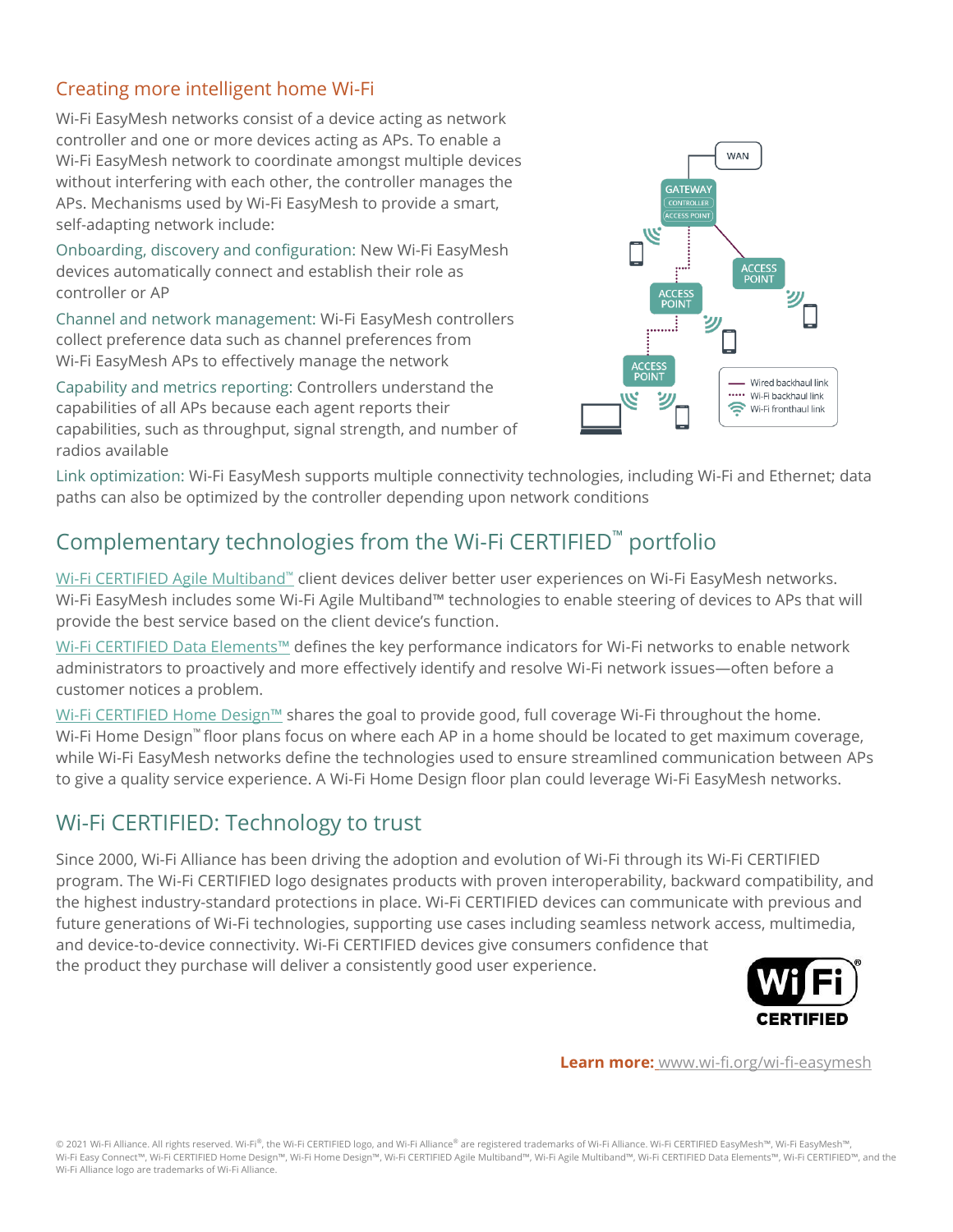## Creating more intelligent home Wi-Fi

Wi-Fi EasyMesh networks consist of a device acting as network controller and one or more devices acting as APs. To enable a Wi-Fi EasyMesh network to coordinate amongst multiple devices without interfering with each other, the controller manages the APs. Mechanisms used by Wi-Fi EasyMesh to provide a smart, self-adapting network include:

Onboarding, discovery and configuration: New Wi-Fi EasyMesh devices automatically connect and establish their role as controller or AP

Channel and network management: Wi-Fi EasyMesh controllers collect preference data such as channel preferences from Wi-Fi EasyMesh APs to effectively manage the network

Capability and metrics reporting: Controllers understand the capabilities of all APs because each agent reports their capabilities, such as throughput, signal strength, and number of radios available

Link optimization: Wi-Fi EasyMesh supports multiple connectivity technologies, including Wi-Fi and Ethernet; data paths can also be optimized by the controller depending upon network conditions

WAN
GATEWAY
CONTROLLER
ACCESS POINT
ACCESS POINT
ACCESS POINT
ACCESS POINT
Wired backhaul link
Wi-Fi backhaul link
Wi-Fi fronthaul link

## Complementary technologies from the Wi-Fi CERTIFIED™ portfolio

Wi-Fi CERTIFIED Agile Multiband™ client devices deliver better user experiences on Wi-Fi EasyMesh networks. Wi-Fi EasyMesh includes some Wi-Fi Agile Multiband™ technologies to enable steering of devices to APs that will provide the best service based on the client device's function.

Wi-Fi CERTIFIED Data Elements™ defines the key performance indicators for Wi-Fi networks to enable network administrators to proactively and more effectively identify and resolve Wi-Fi network issues—often before a customer notices a problem.

Wi-Fi CERTIFIED Home Design™ shares the goal to provide good, full coverage Wi-Fi throughout the home. Wi-Fi Home Design™ floor plans focus on where each AP in a home should be located to get maximum coverage, while Wi-Fi EasyMesh networks define the technologies used to ensure streamlined communication between APs to give a quality service experience. A Wi-Fi Home Design floor plan could leverage Wi-Fi EasyMesh networks.

## Wi-Fi CERTIFIED: Technology to trust

Since 2000, Wi-Fi Alliance has been driving the adoption and evolution of Wi-Fi through its Wi-Fi CERTIFIED program. The Wi-Fi CERTIFIED logo designates products with proven interoperability, backward compatibility, and the highest industry-standard protections in place. Wi-Fi CERTIFIED devices can communicate with previous and future generations of Wi-Fi technologies, supporting use cases including seamless network access, multimedia, and device-to-device connectivity. Wi-Fi CERTIFIED devices give consumers confidence that the product they purchase will deliver a consistently good user experience.

Wi Fi CERTIFIED

**Learn more:** www.wi-fi.org/wi-fi-easymesh

© 2021 Wi-Fi Alliance. All rights reserved. Wi-Fi®, the Wi-Fi CERTIFIED logo, and Wi-Fi Alliance® are registered trademarks of Wi-Fi Alliance. Wi-Fi CERTIFIED EasyMesh™, Wi-Fi EasyMesh™, Wi-Fi Easy Connect™, Wi-Fi CERTIFIED Home Design™, Wi-Fi Home Design™, Wi-Fi CERTIFIED Agile Multiband™, Wi-Fi Agile Multiband™, Wi-Fi CERTIFIED Data Elements™, Wi-Fi CERTIFIED™, and the Wi-Fi Alliance logo are trademarks of Wi-Fi Alliance.